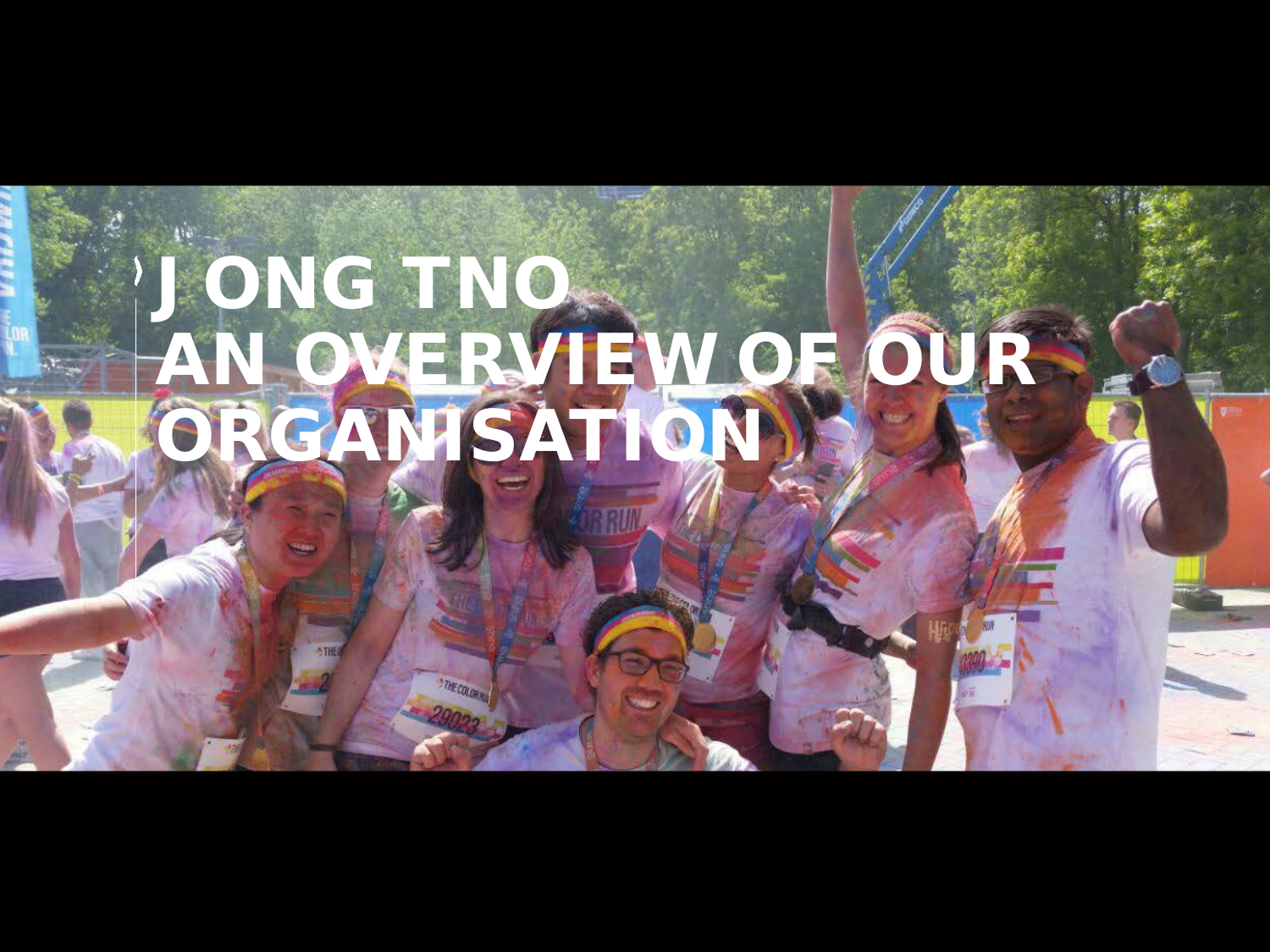# JONG TNO
# AN OVERVIEW OF OUR ORGANISATION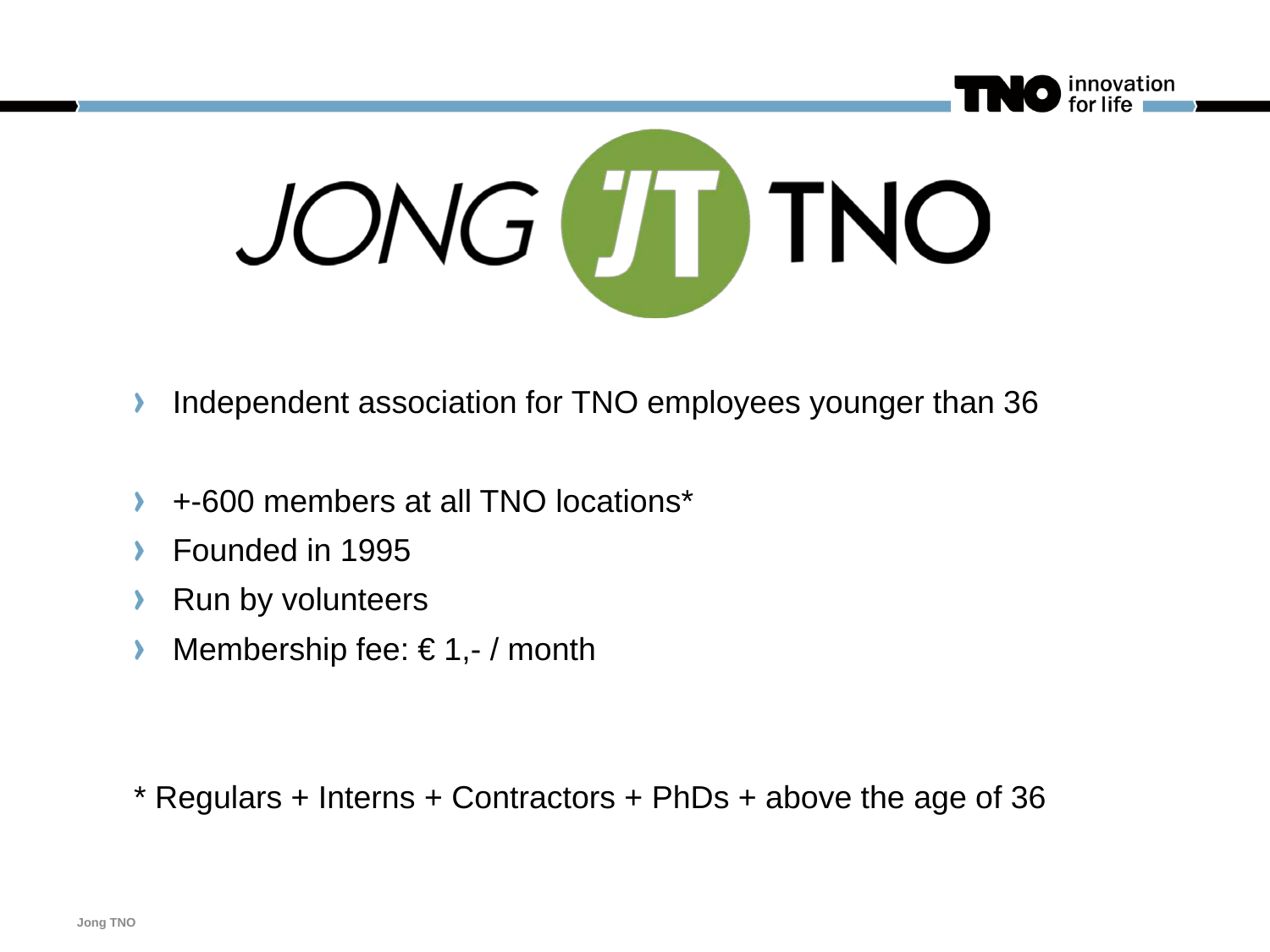# JONG TNO

- Independent association for TNO employees younger than 36

- +-600 members at all TNO locations*
- Founded in 1995
- Run by volunteers
- Membership fee: € 1,- / month

* Regulars + Interns + Contractors + PhDs + above the age of 36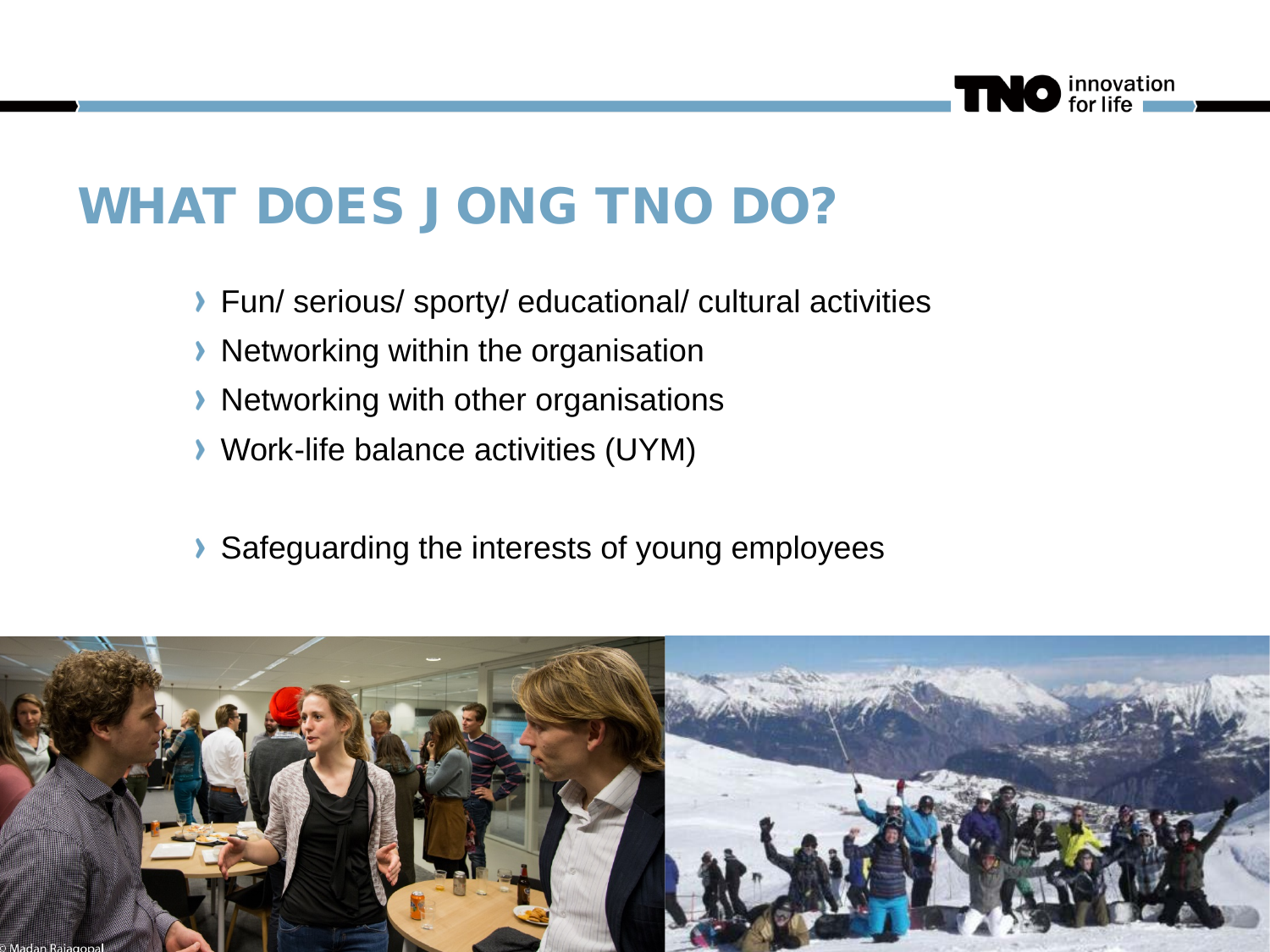# WHAT DOES JONG TNO DO?

- Fun/ serious/ sporty/ educational/ cultural activities
- Networking within the organisation
- Networking with other organisations
- Work-life balance activities (UYM)

- Safeguarding the interests of young employees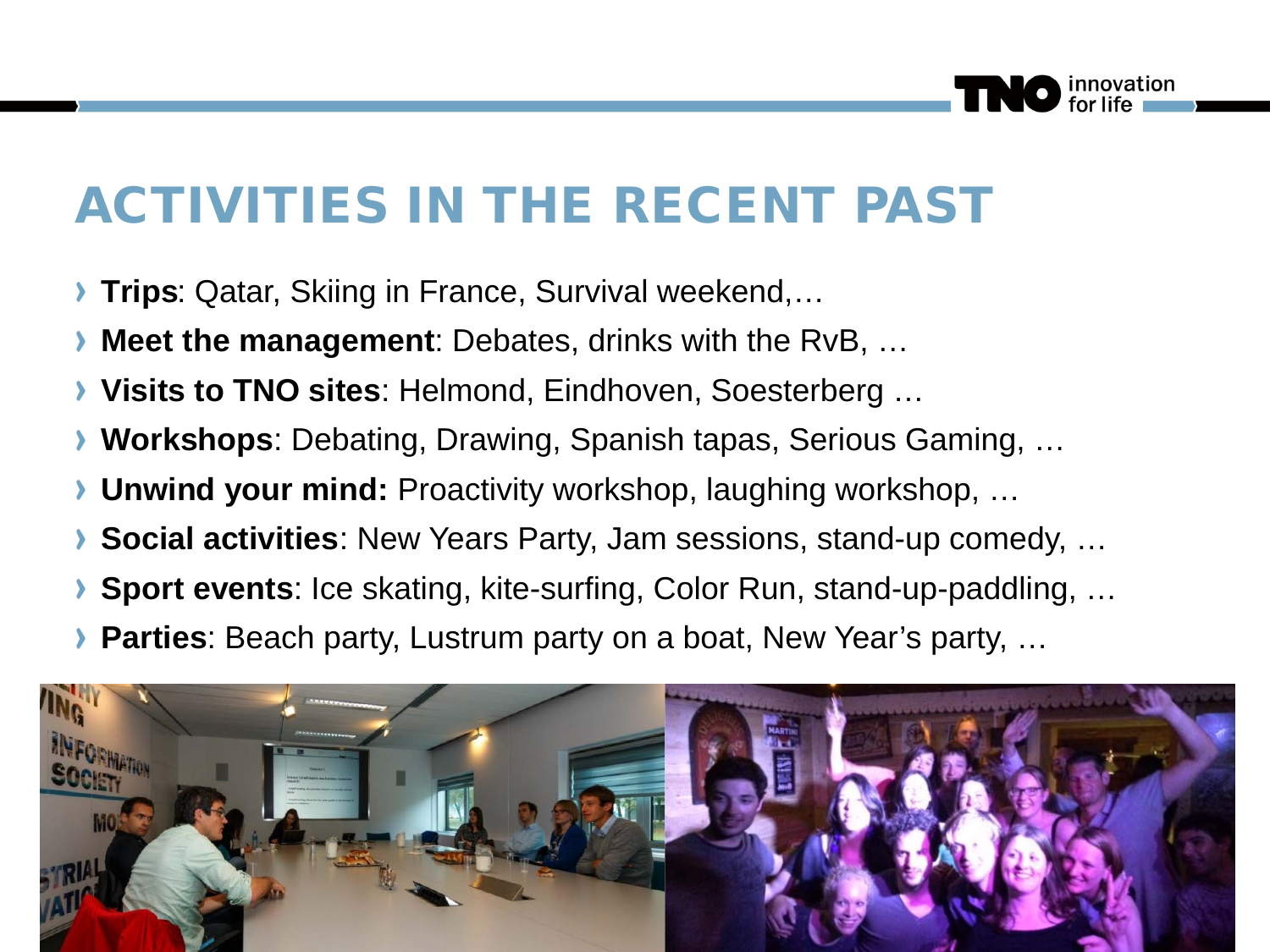# ACTIVITIES IN THE RECENT PAST

- **Trips**: Qatar, Skiing in France, Survival weekend,…
- **Meet the management**: Debates, drinks with the RvB, …
- **Visits to TNO sites**: Helmond, Eindhoven, Soesterberg …
- **Workshops**: Debating, Drawing, Spanish tapas, Serious Gaming, …
- **Unwind your mind:** Proactivity workshop, laughing workshop, …
- **Social activities**: New Years Party, Jam sessions, stand-up comedy, …
- **Sport events**: Ice skating, kite-surfing, Color Run, stand-up-paddling, …
- **Parties**: Beach party, Lustrum party on a boat, New Year's party, …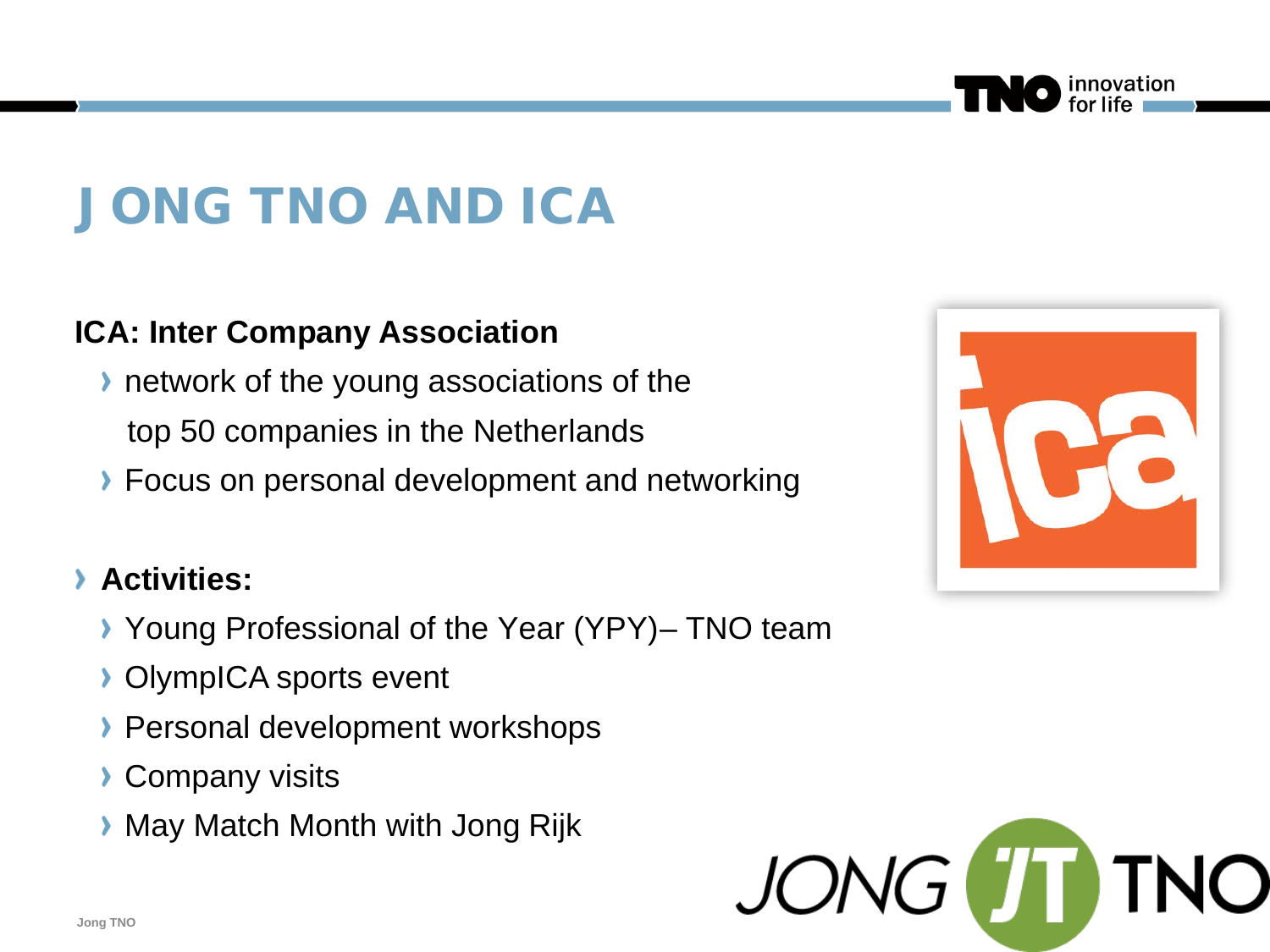# JONG TNO AND ICA

**ICA: Inter Company Association**

- network of the young associations of the top 50 companies in the Netherlands
- Focus on personal development and networking

- **Activities:**
  - Young Professional of the Year (YPY)– TNO team
  - OlympICA sports event
  - Personal development workshops
  - Company visits
  - May Match Month with Jong Rijk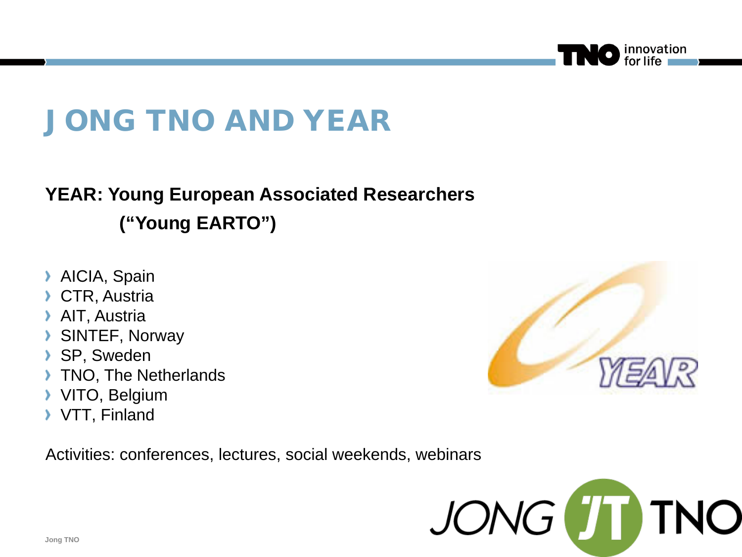# JONG TNO AND YEAR

**YEAR: Young European Associated Researchers**
**("Young EARTO")**

- AICIA, Spain
- CTR, Austria
- AIT, Austria
- SINTEF, Norway
- SP, Sweden
- TNO, The Netherlands
- VITO, Belgium
- VTT, Finland

Activities: conferences, lectures, social weekends, webinars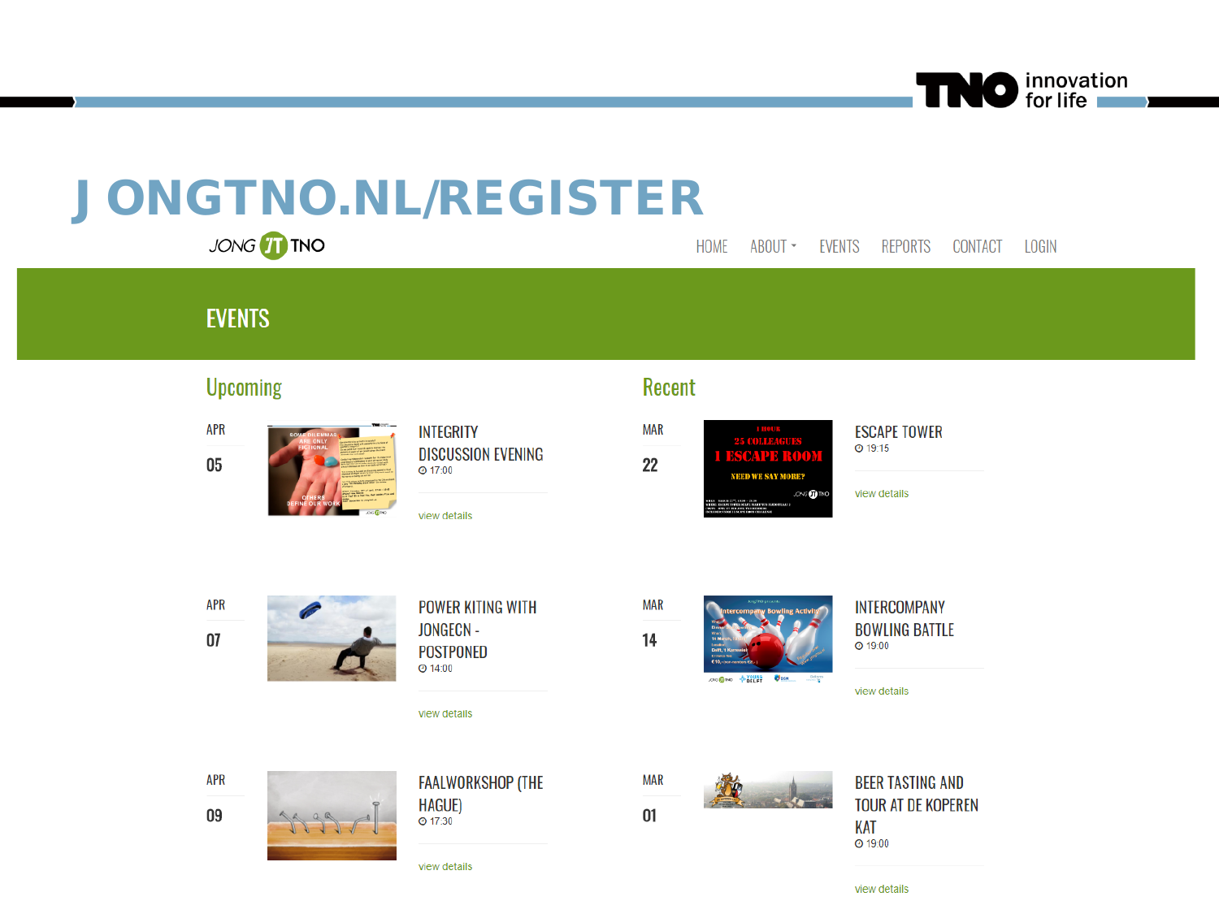# JONGTNO.NL/REGISTER

JONG TNO

HOME ABOUT EVENTS REPORTS CONTACT LOGIN

## EVENTS

### Upcoming

APR 05 — INTEGRITY DISCUSSION EVENING
17:00
view details

APR 07 — POWER KITING WITH JONGECN - POSTPONED
14:00
view details

APR 09 — FAALWORKSHOP (THE HAGUE)
17:30
view details

### Recent

MAR 22 — ESCAPE TOWER
19:15
view details

MAR 14 — INTERCOMPANY BOWLING BATTLE
19:00
view details

MAR 01 — BEER TASTING AND TOUR AT DE KOPEREN KAT
19:00
view details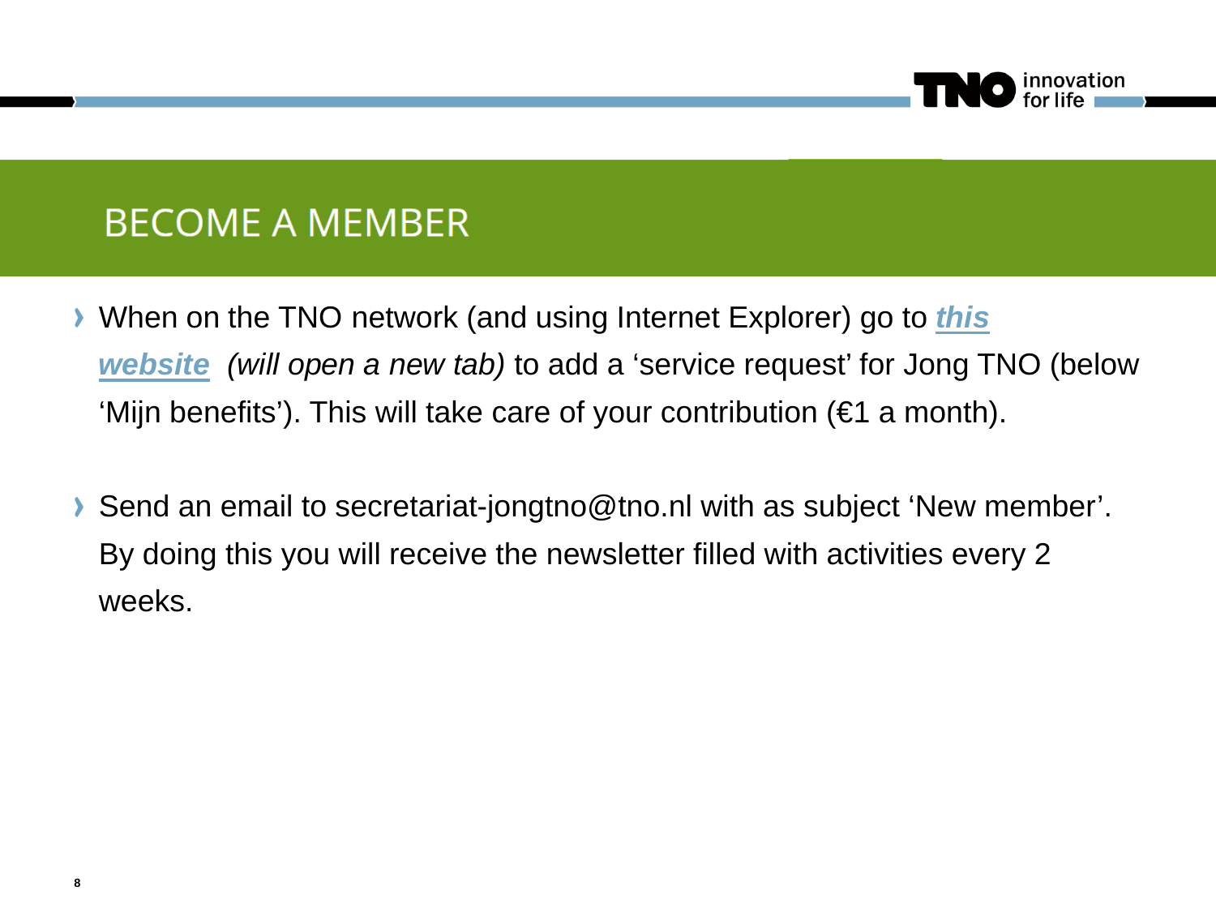# BECOME A MEMBER

- When on the TNO network (and using Internet Explorer) go to ***this website*** *(will open a new tab)* to add a 'service request' for Jong TNO (below 'Mijn benefits'). This will take care of your contribution (€1 a month).

- Send an email to secretariat-jongtno@tno.nl with as subject 'New member'. By doing this you will receive the newsletter filled with activities every 2 weeks.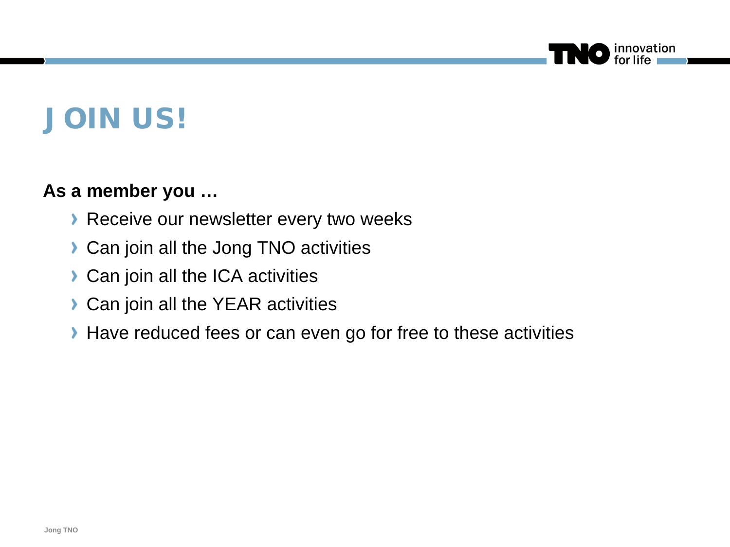# JOIN US!

**As a member you …**

- Receive our newsletter every two weeks
- Can join all the Jong TNO activities
- Can join all the ICA activities
- Can join all the YEAR activities
- Have reduced fees or can even go for free to these activities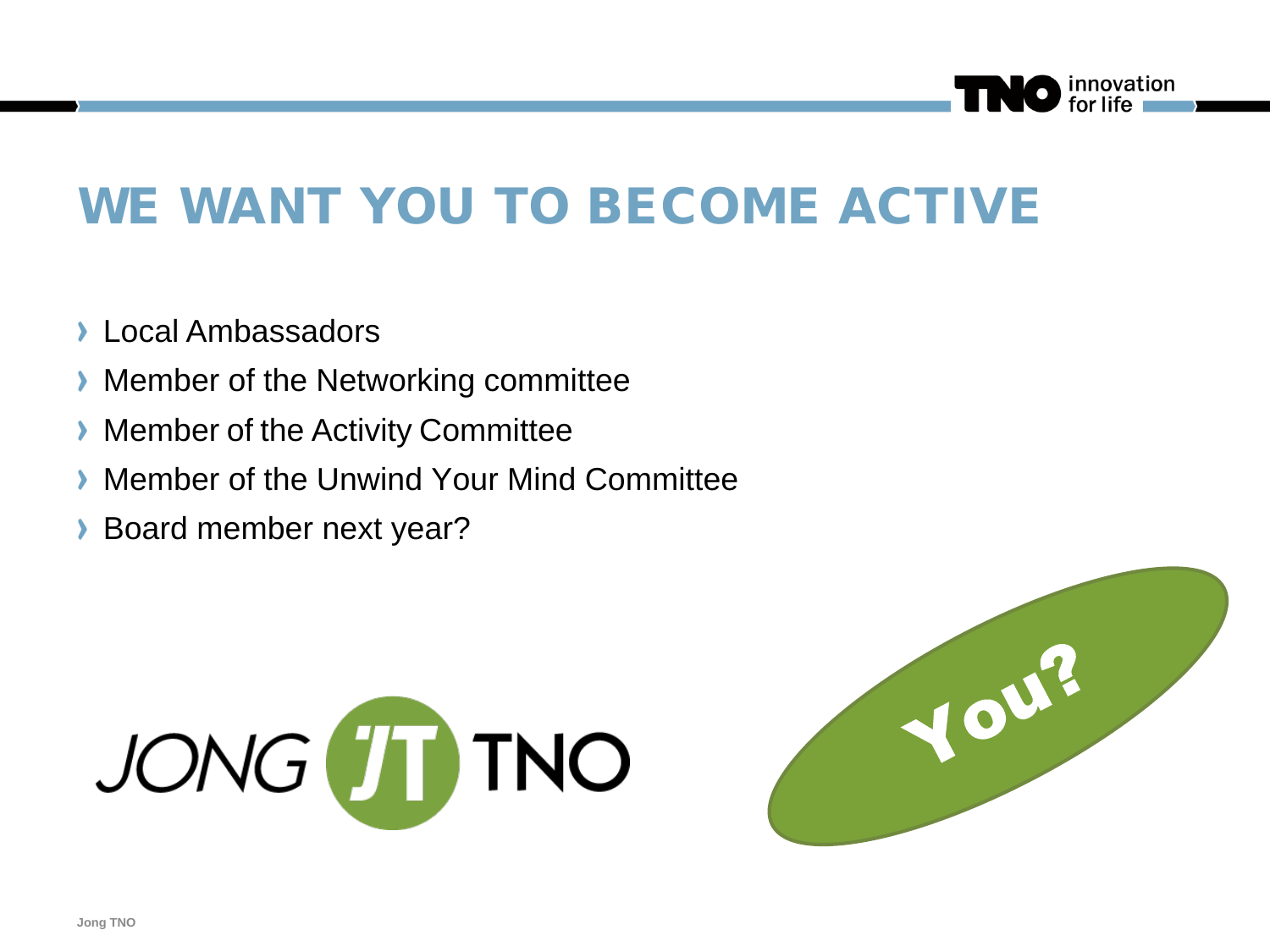# WE WANT YOU TO BECOME ACTIVE

- Local Ambassadors
- Member of the Networking committee
- Member of the Activity Committee
- Member of the Unwind Your Mind Committee
- Board member next year?

You?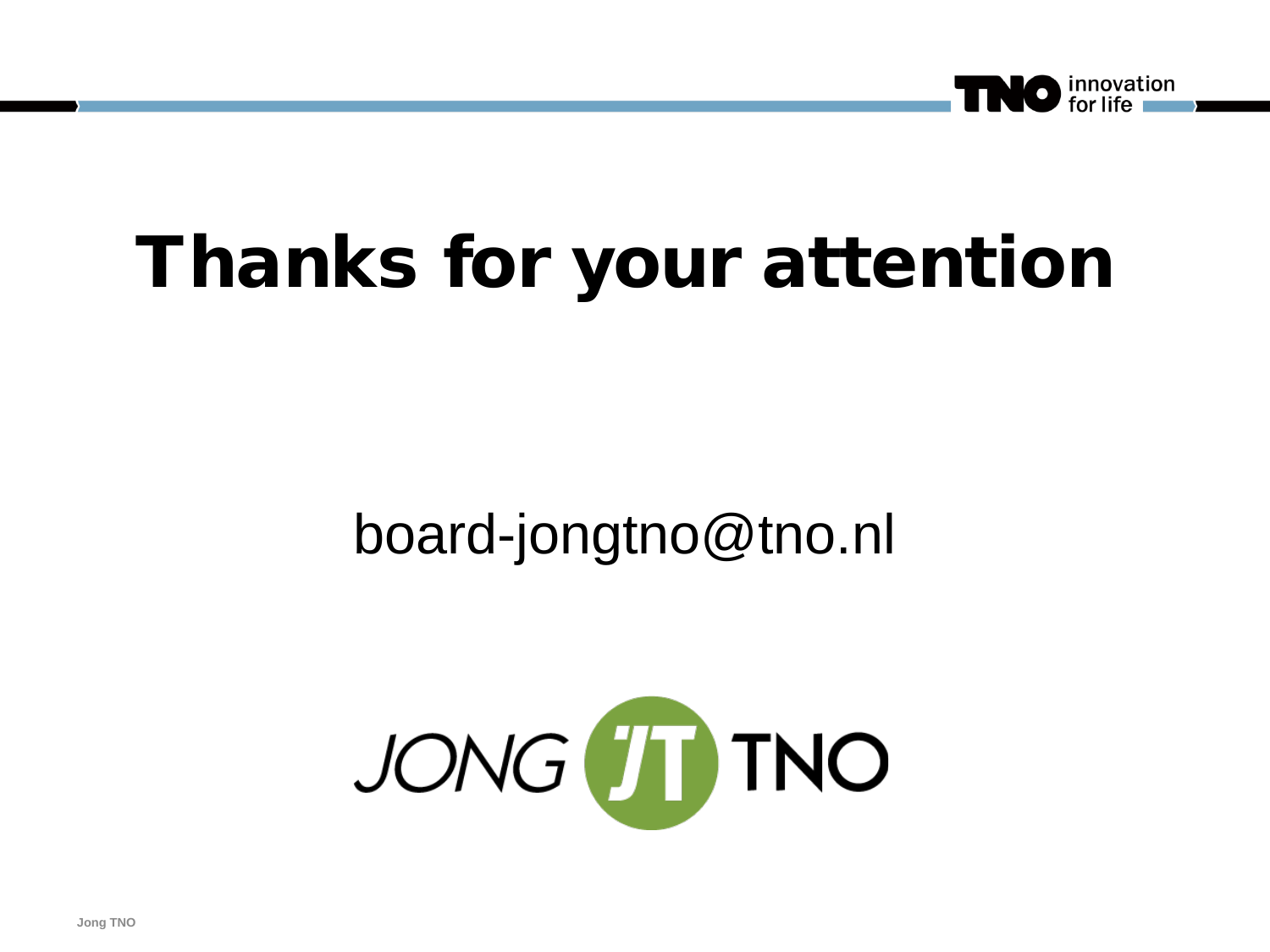# Thanks for your attention

board-jongtno@tno.nl